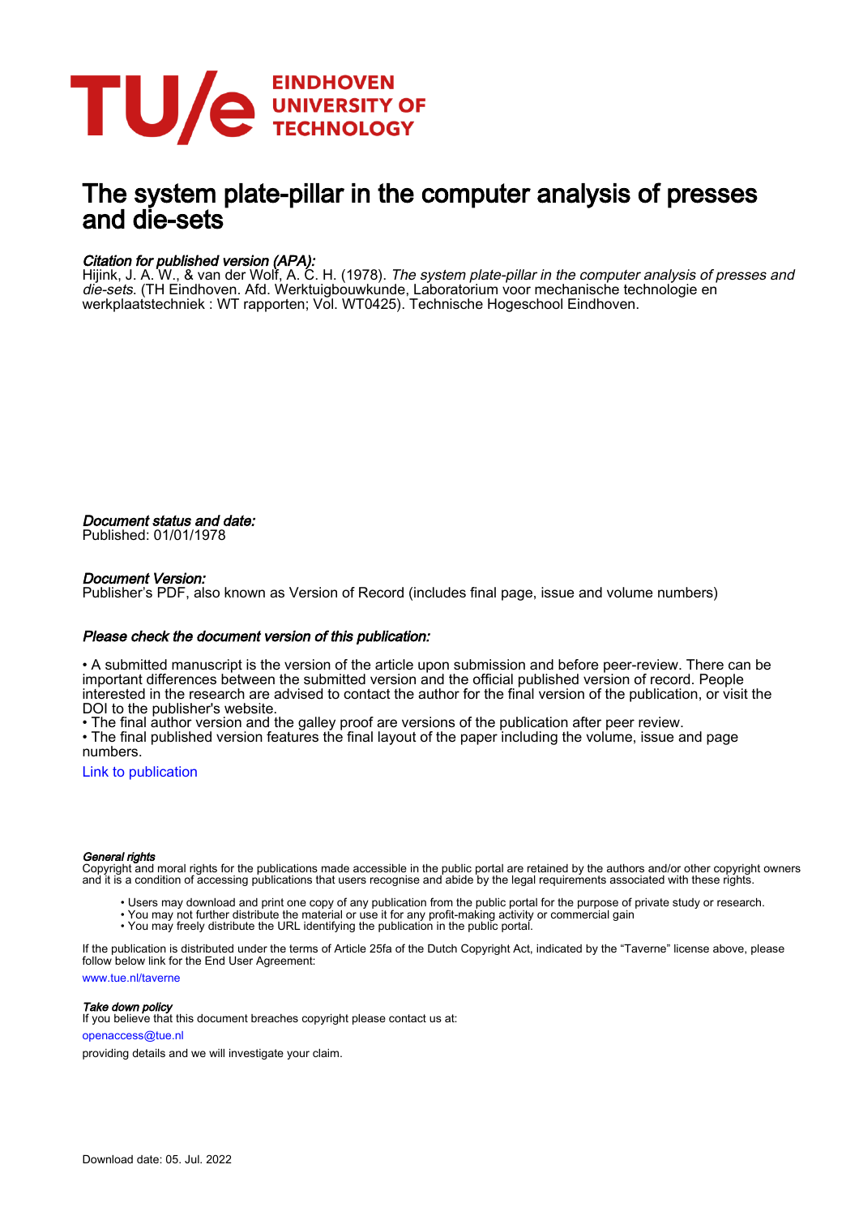# The system plate-pillar in the computer analysis of presses and die-sets

*Citation for published version (APA):*
Hijink, J. A. W., & van der Wolf, A. C. H. (1978). *The system plate-pillar in the computer analysis of presses and die-sets*. (TH Eindhoven. Afd. Werktuigbouwkunde, Laboratorium voor mechanische technologie en werkplaatstechniek : WT rapporten; Vol. WT0425). Technische Hogeschool Eindhoven.

*Document status and date:*
Published: 01/01/1978

*Document Version:*
Publisher's PDF, also known as Version of Record (includes final page, issue and volume numbers)

*Please check the document version of this publication:*

• A submitted manuscript is the version of the article upon submission and before peer-review. There can be important differences between the submitted version and the official published version of record. People interested in the research are advised to contact the author for the final version of the publication, or visit the DOI to the publisher's website.
• The final author version and the galley proof are versions of the publication after peer review.
• The final published version features the final layout of the paper including the volume, issue and page numbers.

Link to publication

*General rights*
Copyright and moral rights for the publications made accessible in the public portal are retained by the authors and/or other copyright owners and it is a condition of accessing publications that users recognise and abide by the legal requirements associated with these rights.

• Users may download and print one copy of any publication from the public portal for the purpose of private study or research.
• You may not further distribute the material or use it for any profit-making activity or commercial gain
• You may freely distribute the URL identifying the publication in the public portal.

If the publication is distributed under the terms of Article 25fa of the Dutch Copyright Act, indicated by the "Taverne" license above, please follow below link for the End User Agreement:

www.tue.nl/taverne

*Take down policy*
If you believe that this document breaches copyright please contact us at:

openaccess@tue.nl

providing details and we will investigate your claim.

Download date: 05. Jul. 2022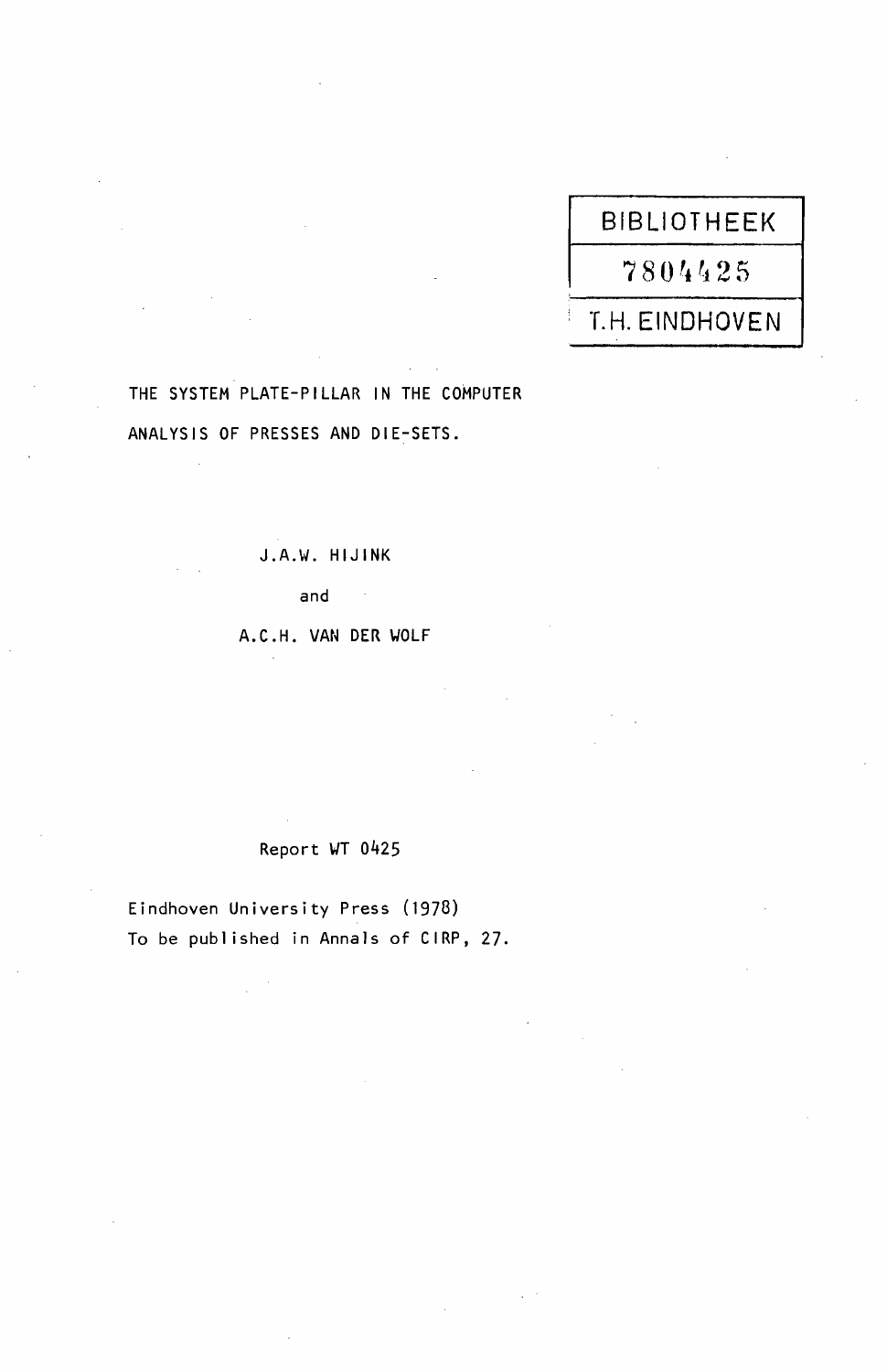BIBLIOTHEEK

7804425

T.H. EINDHOVEN

THE SYSTEM PLATE-PILLAR IN THE COMPUTER ANALYSIS OF PRESSES AND DIE-SETS.

J.A.W. HIJINK

and

A.C.H. VAN DER WOLF

Report WT 0425

Eindhoven University Press (1978)

To be published in Annals of CIRP, 27.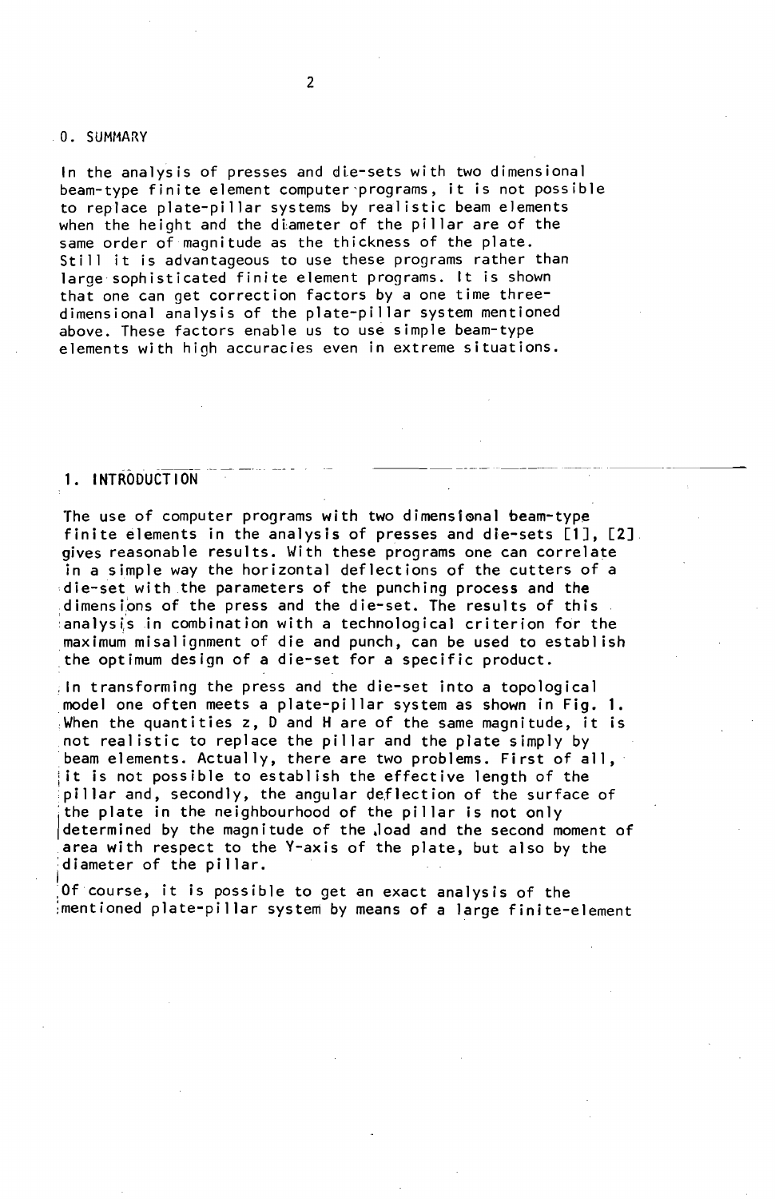## 0. SUMMARY

In the analysis of presses and die-sets with two dimensional beam-type finite element computer programs, it is not possible to replace plate-pillar systems by realistic beam elements when the height and the diameter of the pillar are of the same order of magnitude as the thickness of the plate. Still it is advantageous to use these programs rather than large sophisticated finite element programs. It is shown that one can get correction factors by a one time three-dimensional analysis of the plate-pillar system mentioned above. These factors enable us to use simple beam-type elements with high accuracies even in extreme situations.

## 1. INTRODUCTION

The use of computer programs with two dimensional beam-type finite elements in the analysis of presses and die-sets [1], [2] gives reasonable results. With these programs one can correlate in a simple way the horizontal deflections of the cutters of a die-set with the parameters of the punching process and the dimensions of the press and the die-set. The results of this analysis in combination with a technological criterion for the maximum misalignment of die and punch, can be used to establish the optimum design of a die-set for a specific product.

In transforming the press and the die-set into a topological model one often meets a plate-pillar system as shown in Fig. 1. When the quantities z, D and H are of the same magnitude, it is not realistic to replace the pillar and the plate simply by beam elements. Actually, there are two problems. First of all, it is not possible to establish the effective length of the pillar and, secondly, the angular deflection of the surface of the plate in the neighbourhood of the pillar is not only determined by the magnitude of the load and the second moment of area with respect to the Y-axis of the plate, but also by the diameter of the pillar.

Of course, it is possible to get an exact analysis of the mentioned plate-pillar system by means of a large finite-element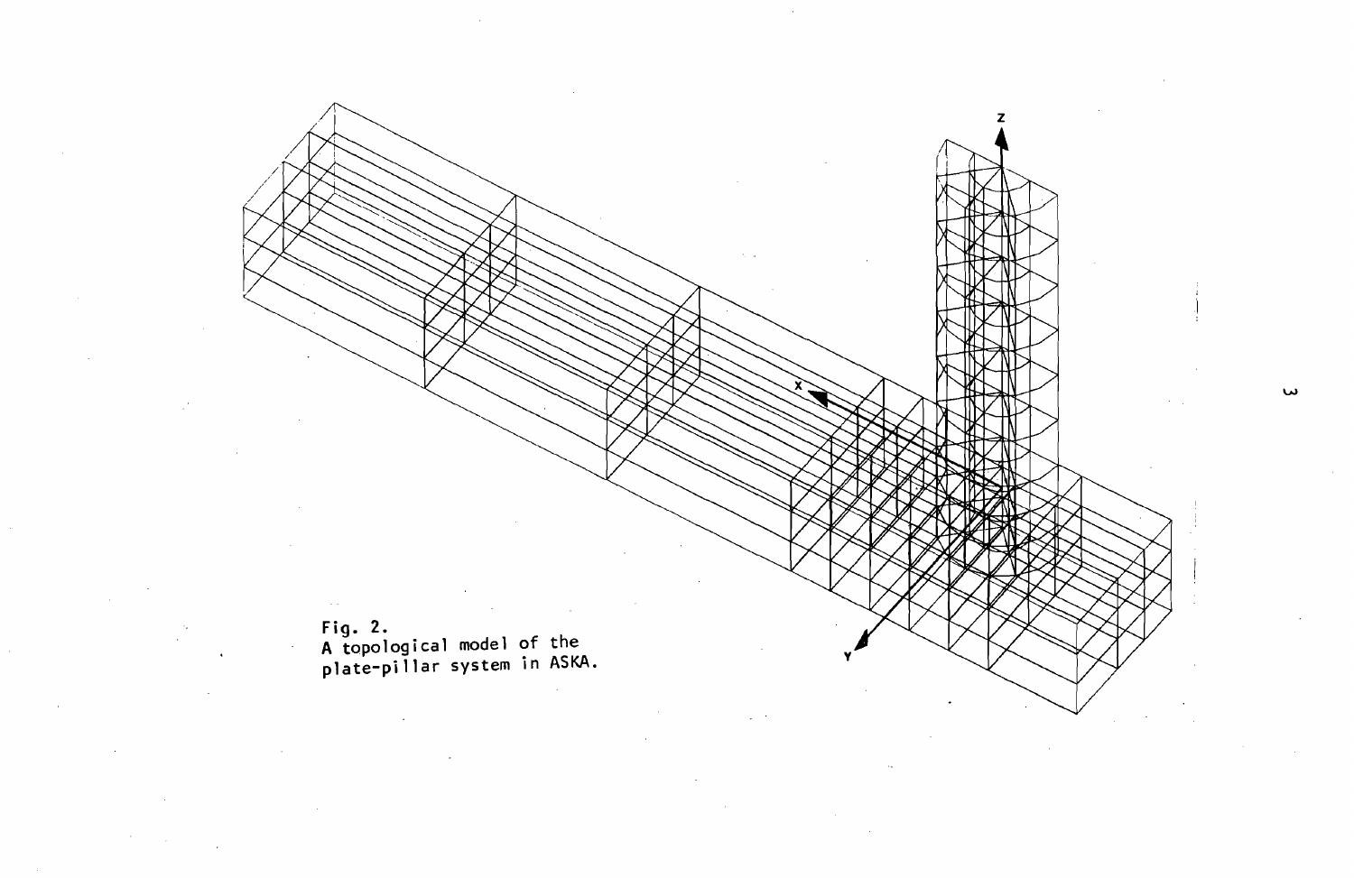Fig. 2.
A topological model of the plate-pillar system in ASKA.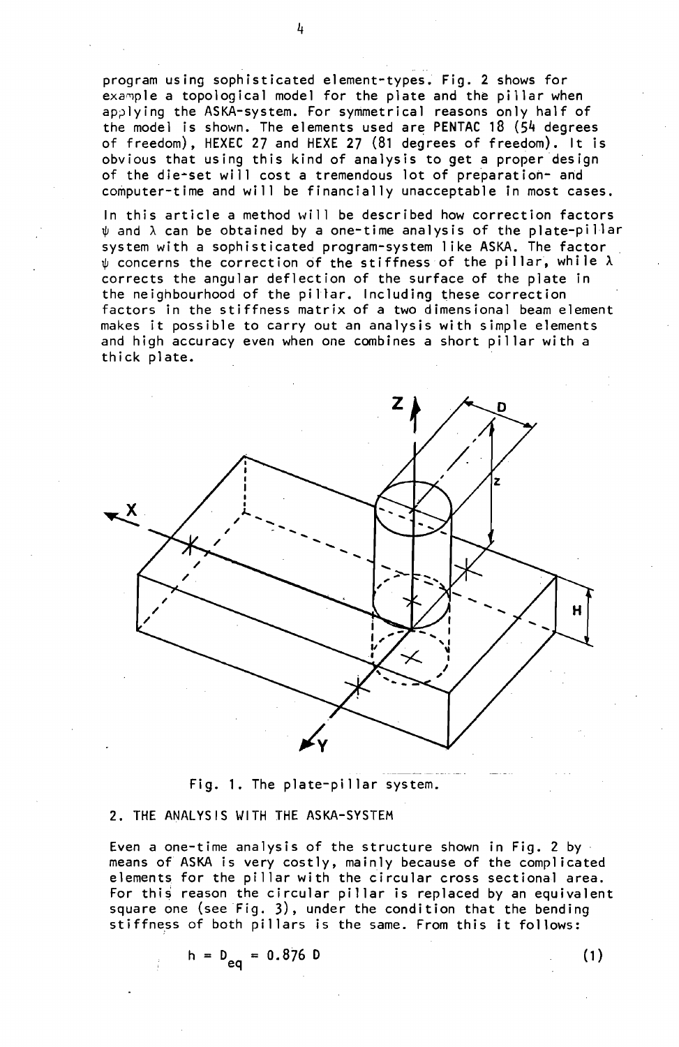program using sophisticated element-types. Fig. 2 shows for example a topological model for the plate and the pillar when applying the ASKA-system. For symmetrical reasons only half of the model is shown. The elements used are PENTAC 18 (54 degrees of freedom), HEXEC 27 and HEXE 27 (81 degrees of freedom). It is obvious that using this kind of analysis to get a proper design of the die-set will cost a tremendous lot of preparation- and computer-time and will be financially unacceptable in most cases.

In this article a method will be described how correction factors $\psi$ and $\lambda$ can be obtained by a one-time analysis of the plate-pillar system with a sophisticated program-system like ASKA. The factor $\psi$ concerns the correction of the stiffness of the pillar, while $\lambda$ corrects the angular deflection of the surface of the plate in the neighbourhood of the pillar. Including these correction factors in the stiffness matrix of a two dimensional beam element makes it possible to carry out an analysis with simple elements and high accuracy even when one combines a short pillar with a thick plate.

Fig. 1. The plate-pillar system.

## 2. THE ANALYSIS WITH THE ASKA-SYSTEM

Even a one-time analysis of the structure shown in Fig. 2 by means of ASKA is very costly, mainly because of the complicated elements for the pillar with the circular cross sectional area. For this reason the circular pillar is replaced by an equivalent square one (see Fig. 3), under the condition that the bending stiffness of both pillars is the same. From this it follows:

$$h = D_{eq} = 0.876\ D \tag{1}$$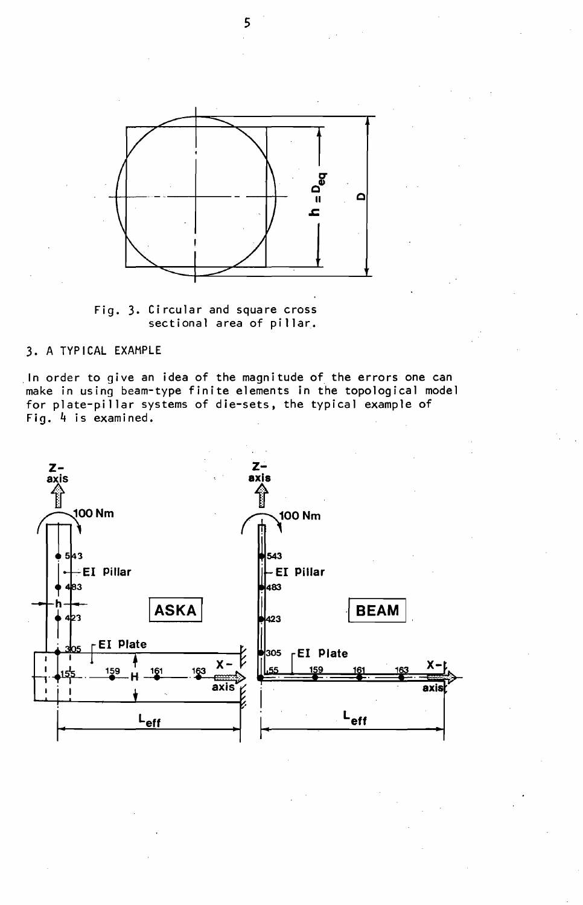Fig. 3. Circular and square cross sectional area of pillar.

## 3. A TYPICAL EXAMPLE

In order to give an idea of the magnitude of the errors one can make in using beam-type finite elements in the topological model for plate-pillar systems of die-sets, the typical example of Fig. 4 is examined.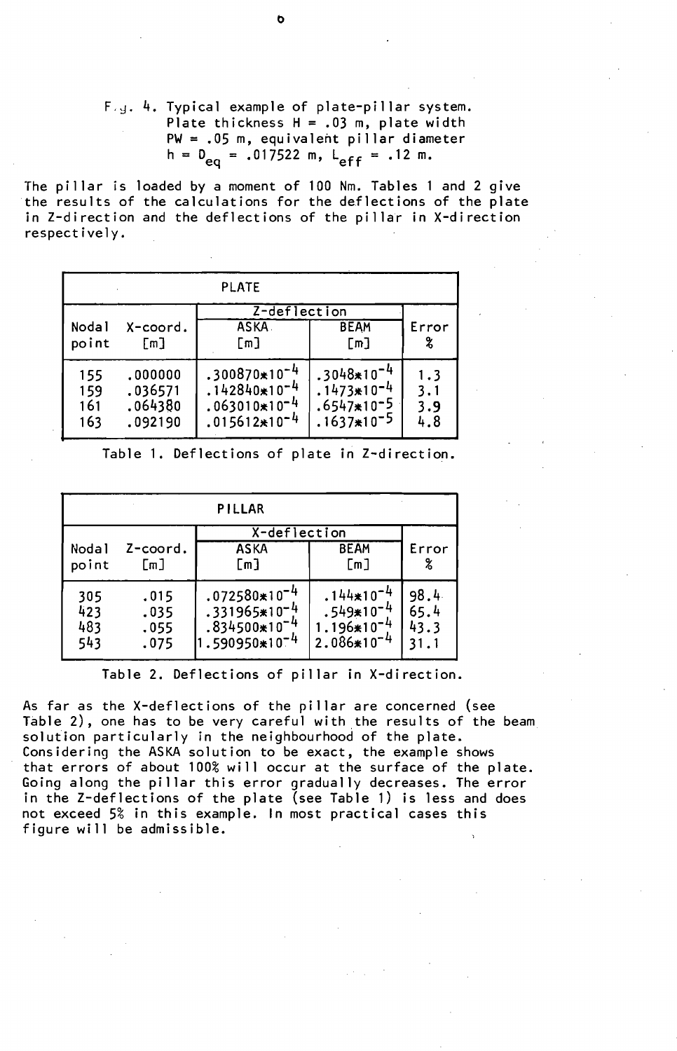Fig. 4. Typical example of plate-pillar system. Plate thickness H = .03 m, plate width PW = .05 m, equivalent pillar diameter $h = D_{eq} = .017522$ m, $L_{eff} = .12$ m.

The pillar is loaded by a moment of 100 Nm. Tables 1 and 2 give the results of the calculations for the deflections of the plate in Z-direction and the deflections of the pillar in X-direction respectively.

| PLATE | | | | |
|---|---|---|---|---|
| | | Z-deflection | | |
| Nodal point | X-coord. [m] | ASKA [m] | BEAM [m] | Error % |
| 155 | .000000 | $.300870*10^{-4}$ | $.3048*10^{-4}$ | 1.3 |
| 159 | .036571 | $.142840*10^{-4}$ | $.1473*10^{-4}$ | 3.1 |
| 161 | .064380 | $.063010*10^{-4}$ | $.6547*10^{-5}$ | 3.9 |
| 163 | .092190 | $.015612*10^{-4}$ | $.1637*10^{-5}$ | 4.8 |

Table 1. Deflections of plate in Z-direction.

| PILLAR | | | | |
|---|---|---|---|---|
| | | X-deflection | | |
| Nodal point | Z-coord. [m] | ASKA [m] | BEAM [m] | Error % |
| 305 | .015 | $.072580*10^{-4}$ | $.144*10^{-4}$ | 98.4 |
| 423 | .035 | $.331965*10^{-4}$ | $.549*10^{-4}$ | 65.4 |
| 483 | .055 | $.834500*10^{-4}$ | $1.196*10^{-4}$ | 43.3 |
| 543 | .075 | $1.590950*10^{-4}$ | $2.086*10^{-4}$ | 31.1 |

Table 2. Deflections of pillar in X-direction.

As far as the X-deflections of the pillar are concerned (see Table 2), one has to be very careful with the results of the beam solution particularly in the neighbourhood of the plate. Considering the ASKA solution to be exact, the example shows that errors of about 100% will occur at the surface of the plate. Going along the pillar this error gradually decreases. The error in the Z-deflections of the plate (see Table 1) is less and does not exceed 5% in this example. In most practical cases this figure will be admissible.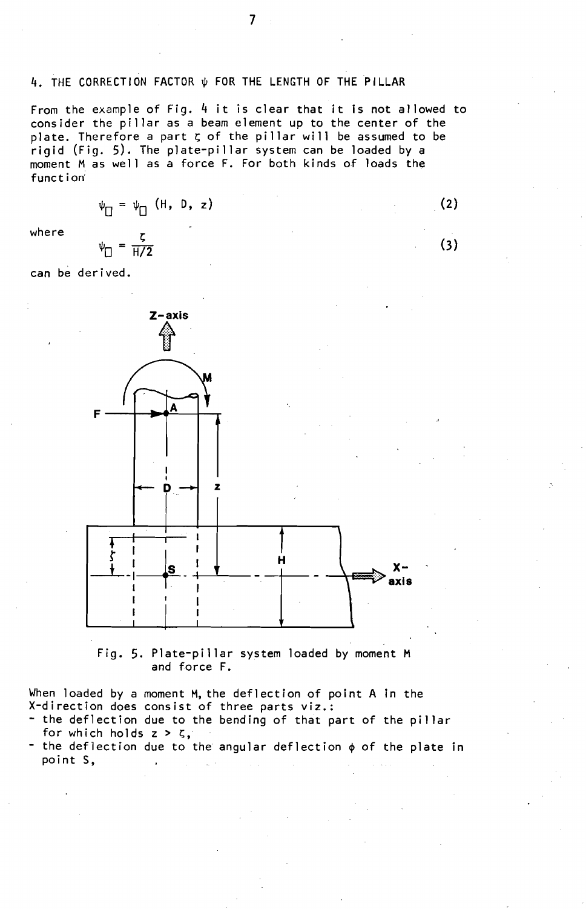## 4. THE CORRECTION FACTOR $\psi$ FOR THE LENGTH OF THE PILLAR

From the example of Fig. 4 it is clear that it is not allowed to consider the pillar as a beam element up to the center of the plate. Therefore a part $\zeta$ of the pillar will be assumed to be rigid (Fig. 5). The plate-pillar system can be loaded by a moment M as well as a force F. For both kinds of loads the function

$$\psi_{\square} = \psi_{\square}\,(H,\ D,\ z) \tag{2}$$

where

$$\psi_{\square} = \frac{\zeta}{H/2} \tag{3}$$

can be derived.

Fig. 5. Plate-pillar system loaded by moment M and force F.

When loaded by a moment M, the deflection of point A in the X-direction does consist of three parts viz.:

- the deflection due to the bending of that part of the pillar for which holds $z > \zeta$,
- the deflection due to the angular deflection $\phi$ of the plate in point S,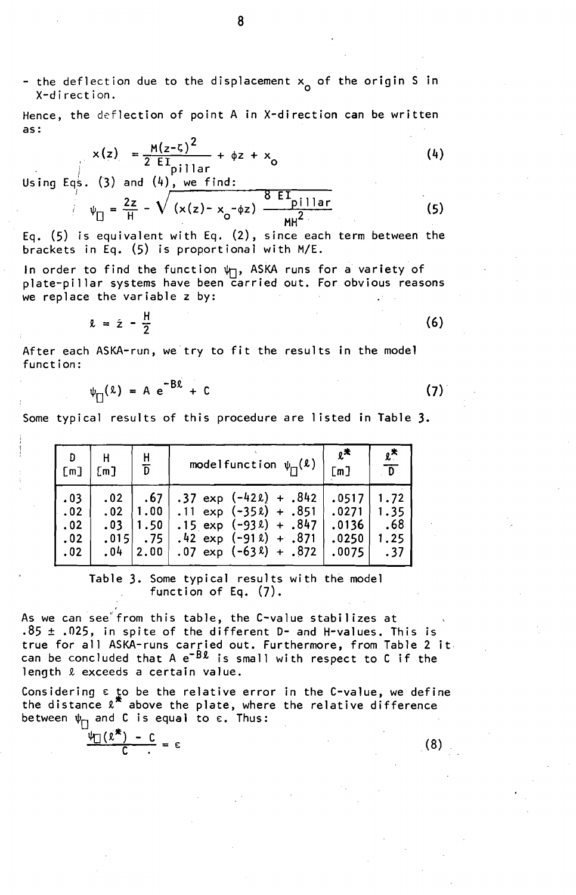- the deflection due to the displacement $x_o$ of the origin S in X-direction.

Hence, the deflection of point A in X-direction can be written as:

$$x(z) = \frac{M(z-\zeta)^2}{2\, EI_{pillar}} + \phi z + x_o \tag{4}$$

Using Eqs. (3) and (4), we find:

$$\psi_{\square} = \frac{2z}{H} - \sqrt{(x(z) - x_o - \phi z)\,\frac{8\, EI_{pillar}}{MH^2}} \tag{5}$$

Eq. (5) is equivalent with Eq. (2), since each term between the brackets in Eq. (5) is proportional with M/E.

In order to find the function $\psi_{\square}$, ASKA runs for a variety of plate-pillar systems have been carried out. For obvious reasons we replace the variable z by:

$$\ell = z - \frac{H}{2} \tag{6}$$

After each ASKA-run, we try to fit the results in the model function:

$$\psi_{\square}(\ell) = A\, e^{-B\ell} + C \tag{7}$$

Some typical results of this procedure are listed in Table 3.

| D [m] | H [m] | $\frac{H}{D}$ | modelfunction $\psi_{\square}(\ell)$ | $\ell^*$ [m] | $\frac{\ell^*}{D}$ |
|---|---|---|---|---|---|
| .03 | .02 | .67 | $.37 \exp(-42\ell) + .842$ | .0517 | 1.72 |
| .02 | .02 | 1.00 | $.11 \exp(-35\ell) + .851$ | .0271 | 1.35 |
| .02 | .03 | 1.50 | $.15 \exp(-93\ell) + .847$ | .0136 | .68 |
| .02 | .015 | .75 | $.42 \exp(-91\ell) + .871$ | .0250 | 1.25 |
| .02 | .04 | 2.00 | $.07 \exp(-63\ell) + .872$ | .0075 | .37 |

Table 3. Some typical results with the model function of Eq. (7).

As we can see from this table, the C-value stabilizes at .85 ± .025, in spite of the different D- and H-values. This is true for all ASKA-runs carried out. Furthermore, from Table 2 it can be concluded that $A\, e^{-B\ell}$ is small with respect to C if the length $\ell$ exceeds a certain value.

Considering $\varepsilon$ to be the relative error in the C-value, we define the distance $\ell^*$ above the plate, where the relative difference between $\psi_{\square}$ and C is equal to $\varepsilon$. Thus:

$$\frac{\psi_{\square}(\ell^*) - C}{C} = \varepsilon \tag{8}$$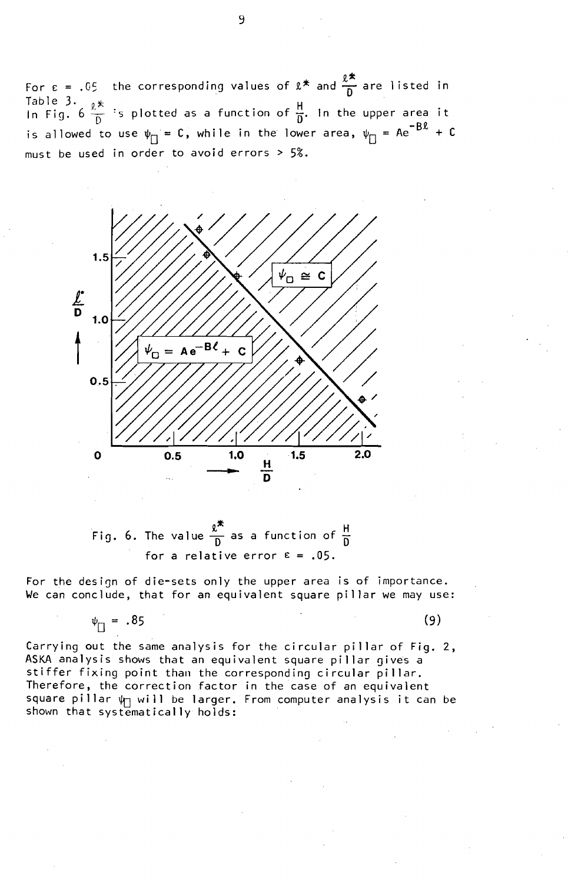For $\varepsilon = .05$ the corresponding values of $\ell^*$ and $\frac{\ell^*}{D}$ are listed in Table 3.
In Fig. 6 $\frac{\ell^*}{D}$ is plotted as a function of $\frac{H}{D}$. In the upper area it is allowed to use $\psi_\square = C$, while in the lower area, $\psi_\square = Ae^{-B\ell} + C$ must be used in order to avoid errors > 5%.

Fig. 6. The value $\frac{\ell^*}{D}$ as a function of $\frac{H}{D}$ for a relative error $\varepsilon = .05$.

For the design of die-sets only the upper area is of importance. We can conclude, that for an equivalent square pillar we may use:

$$\psi_\square = .85 \tag{9}$$

Carrying out the same analysis for the circular pillar of Fig. 2, ASKA analysis shows that an equivalent square pillar gives a stiffer fixing point than the corresponding circular pillar. Therefore, the correction factor in the case of an equivalent square pillar $\psi_\square$ will be larger. From computer analysis it can be shown that systematically holds: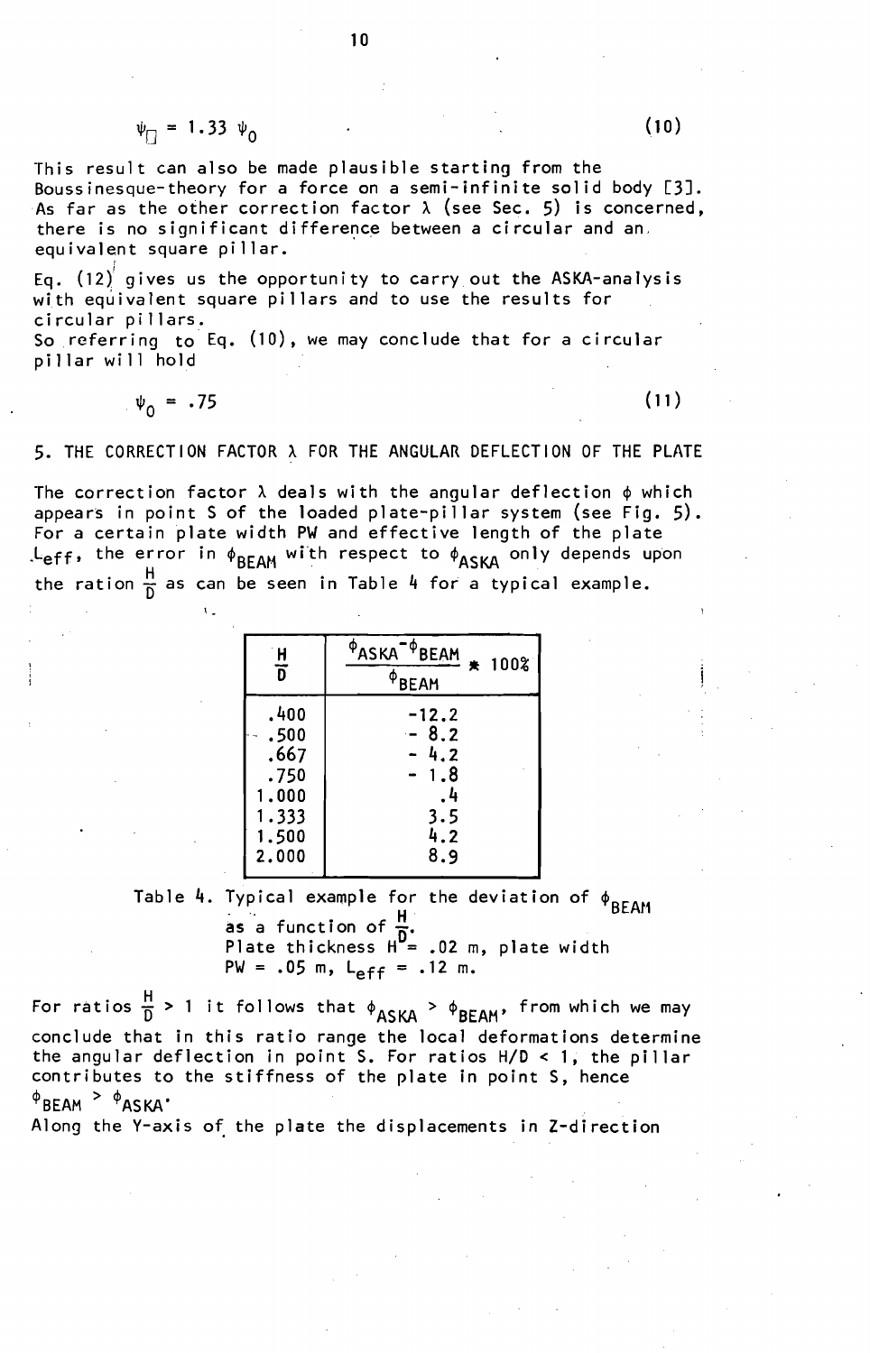$$\psi_{\square} = 1.33\ \psi_0 \tag{10}$$

This result can also be made plausible starting from the Boussinesque-theory for a force on a semi-infinite solid body [3]. As far as the other correction factor $\lambda$ (see Sec. 5) is concerned, there is no significant difference between a circular and an equivalent square pillar.

Eq. (12) gives us the opportunity to carry out the ASKA-analysis with equivalent square pillars and to use the results for circular pillars.
So referring to Eq. (10), we may conclude that for a circular pillar will hold

$$\psi_0 = .75 \tag{11}$$

## 5. THE CORRECTION FACTOR $\lambda$ FOR THE ANGULAR DEFLECTION OF THE PLATE

The correction factor $\lambda$ deals with the angular deflection $\phi$ which appears in point S of the loaded plate-pillar system (see Fig. 5). For a certain plate width PW and effective length of the plate $L_{eff}$, the error in $\phi_{BEAM}$ with respect to $\phi_{ASKA}$ only depends upon the ration $\frac{H}{D}$ as can be seen in Table 4 for a typical example.

| $\frac{H}{D}$ | $\frac{\phi_{ASKA}-\phi_{BEAM}}{\phi_{BEAM}} * 100\%$ |
|---|---|
| .400 | -12.2 |
| .500 | - 8.2 |
| .667 | - 4.2 |
| .750 | - 1.8 |
| 1.000 | .4 |
| 1.333 | 3.5 |
| 1.500 | 4.2 |
| 2.000 | 8.9 |

Table 4. Typical example for the deviation of $\phi_{BEAM}$ as a function of $\frac{H}{D}$.
Plate thickness H = .02 m, plate width PW = .05 m, $L_{eff}$ = .12 m.

For ratios $\frac{H}{D} > 1$ it follows that $\phi_{ASKA} > \phi_{BEAM}$, from which we may conclude that in this ratio range the local deformations determine the angular deflection in point S. For ratios H/D < 1, the pillar contributes to the stiffness of the plate in point S, hence $\phi_{BEAM} > \phi_{ASKA}$.
Along the Y-axis of the plate the displacements in Z-direction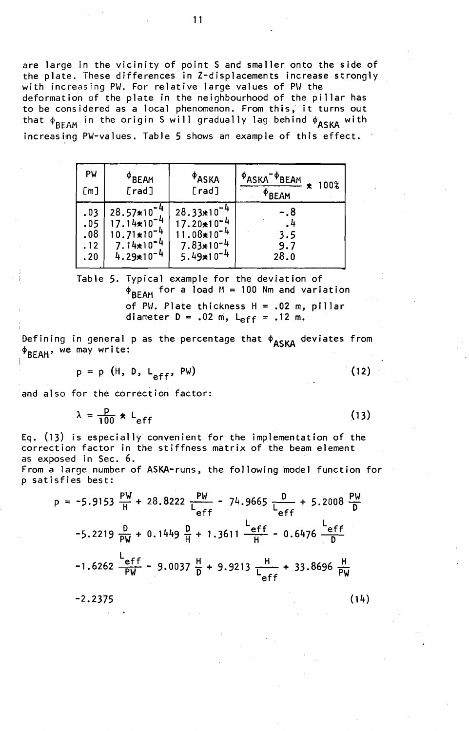are large in the vicinity of point S and smaller onto the side of the plate. These differences in Z-displacements increase strongly with increasing PW. For relative large values of PW the deformation of the plate in the neighbourhood of the pillar has to be considered as a local phenomenon. From this, it turns out that $\phi_{BEAM}$ in the origin S will gradually lag behind $\phi_{ASKA}$ with increasing PW-values. Table 5 shows an example of this effect.

| PW [m] | $\phi_{BEAM}$ [rad] | $\phi_{ASKA}$ [rad] | $\dfrac{\phi_{ASKA}-\phi_{BEAM}}{\phi_{BEAM}} * 100\%$ |
|---|---|---|---|
| .03 | $28.57*10^{-4}$ | $28.33*10^{-4}$ | -.8 |
| .05 | $17.14*10^{-4}$ | $17.20*10^{-4}$ | .4 |
| .08 | $10.71*10^{-4}$ | $11.08*10^{-4}$ | 3.5 |
| .12 | $7.14*10^{-4}$ | $7.83*10^{-4}$ | 9.7 |
| .20 | $4.29*10^{-4}$ | $5.49*10^{-4}$ | 28.0 |

Table 5. Typical example for the deviation of $\phi_{BEAM}$ for a load M = 100 Nm and variation of PW. Plate thickness H = .02 m, pillar diameter D = .02 m, $L_{eff}$ = .12 m.

Defining in general p as the percentage that $\phi_{ASKA}$ deviates from $\phi_{BEAM}$, we may write:

$$p = p\,(H,\ D,\ L_{eff},\ PW) \tag{12}$$

and also for the correction factor:

$$\lambda = \frac{p}{100} * L_{eff} \tag{13}$$

Eq. (13) is especially convenient for the implementation of the correction factor in the stiffness matrix of the beam element as exposed in Sec. 6.
From a large number of ASKA-runs, the following model function for p satisfies best:

$$\begin{aligned} p = & -5.9153\,\frac{PW}{H} + 28.8222\,\frac{PW}{L_{eff}} - 74.9665\,\frac{D}{L_{eff}} + 5.2008\,\frac{PW}{D} \\ & -5.2219\,\frac{D}{PW} + 0.1449\,\frac{D}{H} + 1.3611\,\frac{L_{eff}}{H} - 0.6476\,\frac{L_{eff}}{D} \\ & -1.6262\,\frac{L_{eff}}{PW} - 9.0037\,\frac{H}{D} + 9.9213\,\frac{H}{L_{eff}} + 33.8696\,\frac{H}{PW} \\ & -2.2375 \end{aligned} \tag{14}$$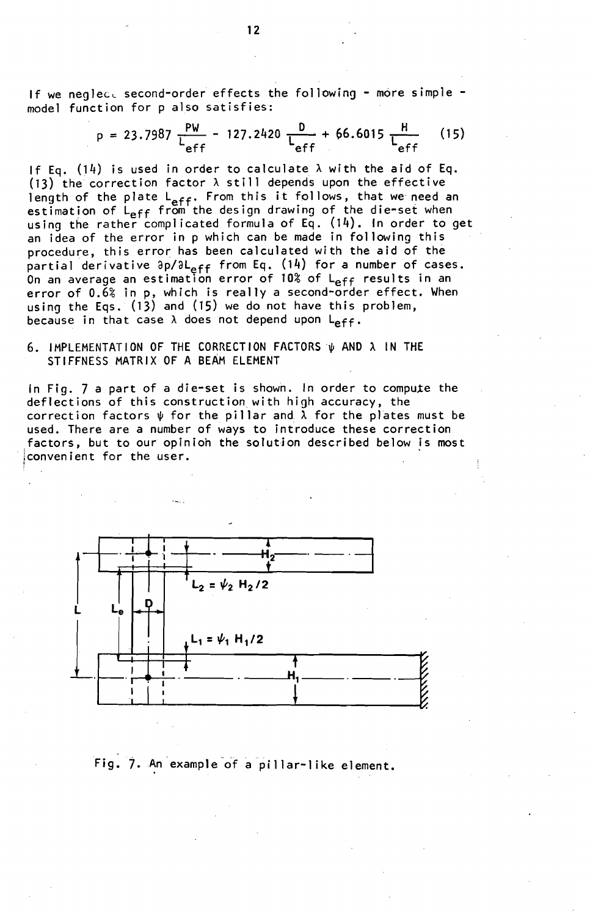If we neglect second-order effects the following - more simple - model function for p also satisfies:

$$p = 23.7987 \frac{PW}{L_{eff}} - 127.2420 \frac{D}{L_{eff}} + 66.6015 \frac{H}{L_{eff}} \qquad (15)$$

If Eq. (14) is used in order to calculate $\lambda$ with the aid of Eq. (13) the correction factor $\lambda$ still depends upon the effective length of the plate $L_{eff}$. From this it follows, that we need an estimation of $L_{eff}$ from the design drawing of the die-set when using the rather complicated formula of Eq. (14). In order to get an idea of the error in p which can be made in following this procedure, this error has been calculated with the aid of the partial derivative $\partial p / \partial L_{eff}$ from Eq. (14) for a number of cases. On an average an estimation error of 10% of $L_{eff}$ results in an error of 0.6% in p, which is really a second-order effect. When using the Eqs. (13) and (15) we do not have this problem, because in that case $\lambda$ does not depend upon $L_{eff}$.

## 6. IMPLEMENTATION OF THE CORRECTION FACTORS $\psi$ AND $\lambda$ IN THE STIFFNESS MATRIX OF A BEAM ELEMENT

In Fig. 7 a part of a die-set is shown. In order to compute the deflections of this construction with high accuracy, the correction factors $\psi$ for the pillar and $\lambda$ for the plates must be used. There are a number of ways to introduce these correction factors, but to our opinion the solution described below is most convenient for the user.

Fig. 7. An example of a pillar-like element.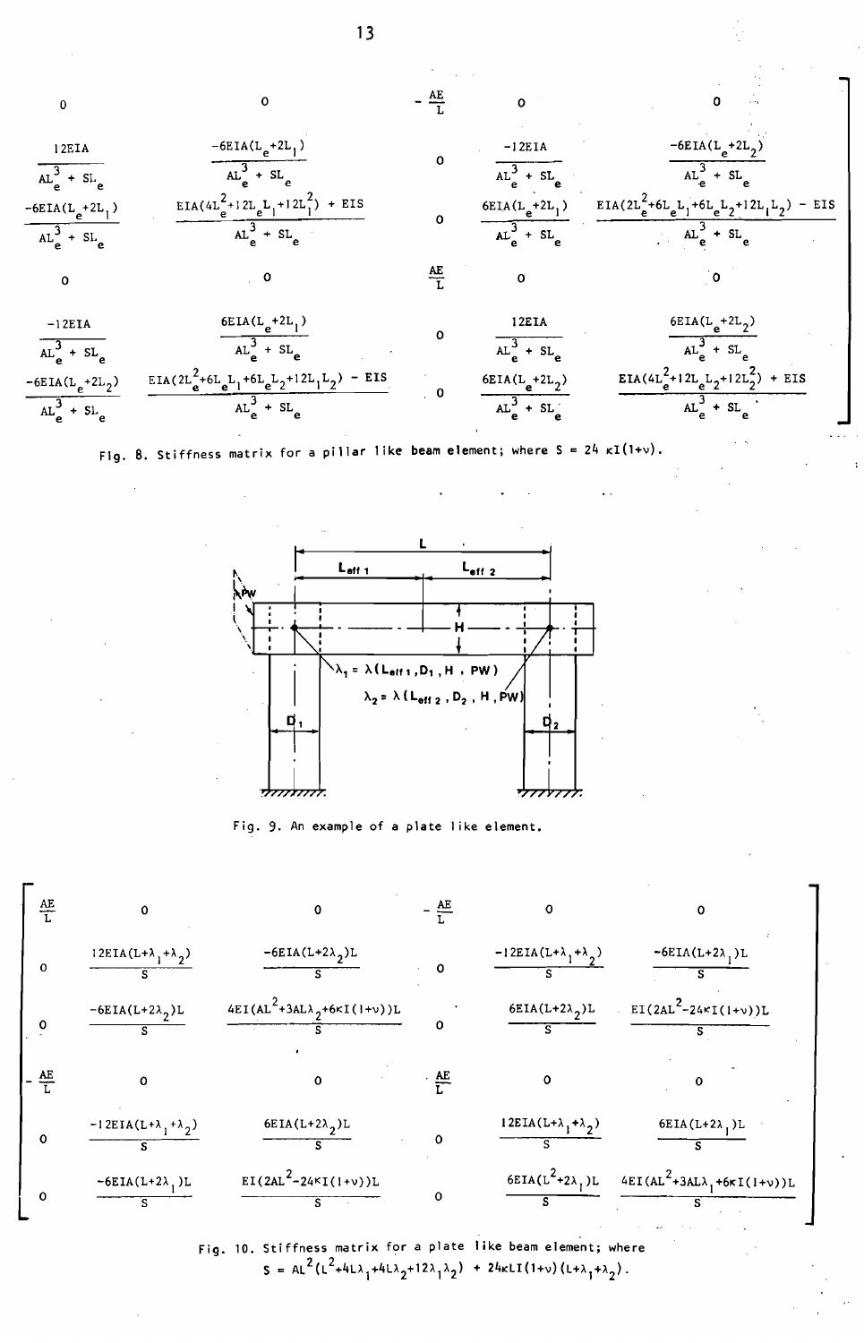$$
\begin{bmatrix}
0 & 0 & -\frac{AE}{L} & 0 & 0 \\[2ex]
\frac{12EIA}{AL_e^3 + SL_e} & \frac{-6EIA(L_e+2L_1)}{AL_e^3 + SL_e} & 0 & \frac{-12EIA}{AL_e^3 + SL_e} & \frac{-6EIA(L_e+2L_2)}{AL_e^3 + SL_e} \\[2ex]
\frac{-6EIA(L_e+2L_1)}{AL_e^3 + SL_e} & \frac{EIA(4L_e^2+12L_eL_1+12L_1^2) + EIS}{AL_e^3 + SL_e} & 0 & \frac{6EIA(L_e+2L_1)}{AL_e^3 + SL_e} & \frac{EIA(2L_e^2+6L_eL_1+6L_eL_2+12L_1L_2) - EIS}{AL_e^3 + SL_e} \\[2ex]
0 & 0 & \frac{AE}{L} & 0 & 0 \\[2ex]
\frac{-12EIA}{AL_e^3 + SL_e} & \frac{6EIA(L_e+2L_1)}{AL_e^3 + SL_e} & 0 & \frac{12EIA}{AL_e^3 + SL_e} & \frac{6EIA(L_e+2L_2)}{AL_e^3 + SL_e} \\[2ex]
\frac{-6EIA(L_e+2L_2)}{AL_e^3 + SL_e} & \frac{EIA(2L_e^2+6L_eL_1+6L_eL_2+12L_1L_2) - EIS}{AL_e^3 + SL_e} & 0 & \frac{6EIA(L_e+2L_2)}{AL_e^3 + SL_e} & \frac{EIA(4L_e^2+12L_eL_2+12L_2^2) + EIS}{AL_e^3 + SL_e}
\end{bmatrix}
$$

Fig. 8. Stiffness matrix for a pillar like beam element; where $S = 24\kappa I(1+\nu)$.

Fig. 9. An example of a plate like element.

$$
\begin{bmatrix}
\frac{AE}{L} & 0 & 0 & -\frac{AE}{L} & 0 & 0 \\[2ex]
0 & \frac{12EIA(L+\lambda_1+\lambda_2)}{S} & \frac{-6EIA(L+2\lambda_2)L}{S} & 0 & \frac{-12EIA(L+\lambda_1+\lambda_2)}{S} & \frac{-6EIA(L+2\lambda_1)L}{S} \\[2ex]
0 & \frac{-6EIA(L+2\lambda_2)L}{S} & \frac{4EI(AL^2+3AL\lambda_2+6\kappa I(1+\nu))L}{S} & 0 & \frac{6EIA(L+2\lambda_2)L}{S} & \frac{EI(2AL^2-24\kappa I(1+\nu))L}{S} \\[2ex]
-\frac{AE}{L} & 0 & 0 & \frac{AE}{L} & 0 & 0 \\[2ex]
0 & \frac{-12EIA(L+\lambda_1+\lambda_2)}{S} & \frac{6EIA(L+2\lambda_2)L}{S} & 0 & \frac{12EIA(L+\lambda_1+\lambda_2)}{S} & \frac{6EIA(L+2\lambda_1)L}{S} \\[2ex]
0 & \frac{-6EIA(L+2\lambda_1)L}{S} & \frac{EI(2AL^2-24\kappa I(1+\nu))L}{S} & 0 & \frac{6EIA(L^2+2\lambda_1)L}{S} & \frac{4EI(AL^2+3AL\lambda_1+6\kappa I(1+\nu))L}{S}
\end{bmatrix}
$$

Fig. 10. Stiffness matrix for a plate like beam element; where $S = AL^2(L^2+4L\lambda_1+4L\lambda_2+12\lambda_1\lambda_2) + 24\kappa LI(1+\nu)(L+\lambda_1+\lambda_2)$.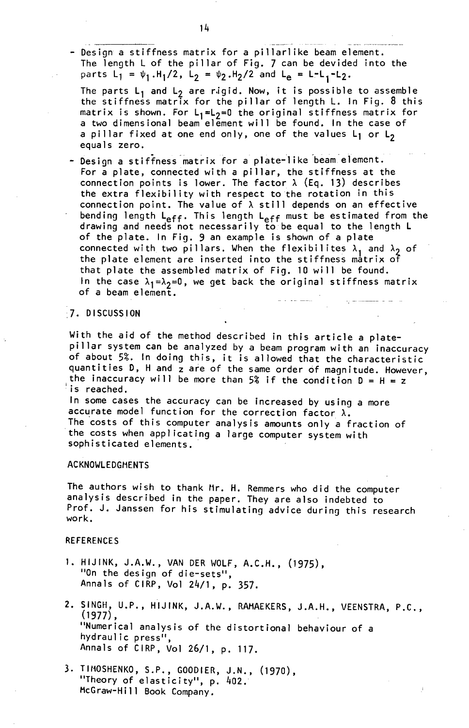- Design a stiffness matrix for a pillarlike beam element. The length L of the pillar of Fig. 7 can be devided into the parts $L_1 = \psi_1 . H_1/2$, $L_2 = \psi_2 . H_2/2$ and $L_e = L - L_1 - L_2$.

  The parts $L_1$ and $L_2$ are rigid. Now, it is possible to assemble the stiffness matrix for the pillar of length L. In Fig. 8 this matrix is shown. For $L_1 = L_2 = 0$ the original stiffness matrix for a two dimensional beam element will be found. In the case of a pillar fixed at one end only, one of the values $L_1$ or $L_2$ equals zero.

- Design a stiffness matrix for a plate-like beam element. For a plate, connected with a pillar, the stiffness at the connection points is lower. The factor $\lambda$ (Eq. 13) describes the extra flexibility with respect to the rotation in this connection point. The value of $\lambda$ still depends on an effective bending length $L_{eff}$. This length $L_{eff}$ must be estimated from the drawing and needs not necessarily to be equal to the length L of the plate. In Fig. 9 an example is shown of a plate connected with two pillars. When the flexibilites $\lambda_1$ and $\lambda_2$ of the plate element are inserted into the stiffness matrix of that plate the assembled matrix of Fig. 10 will be found. In the case $\lambda_1 = \lambda_2 = 0$, we get back the original stiffness matrix of a beam element.

## 7. DISCUSSION

With the aid of the method described in this article a plate-pillar system can be analyzed by a beam program with an inaccuracy of about 5%. In doing this, it is allowed that the characteristic quantities D, H and z are of the same order of magnitude. However, the inaccuracy will be more than 5% if the condition D = H = z is reached.

In some cases the accuracy can be increased by using a more accurate model function for the correction factor $\lambda$.

The costs of this computer analysis amounts only a fraction of the costs when applicating a large computer system with sophisticated elements.

## ACKNOWLEDGMENTS

The authors wish to thank Mr. H. Remmers who did the computer analysis described in the paper. They are also indebted to Prof. J. Janssen for his stimulating advice during this research work.

## REFERENCES

1. HIJINK, J.A.W., VAN DER WOLF, A.C.H., (1975), "On the design of die-sets", Annals of CIRP, Vol 24/1, p. 357.

2. SINGH, U.P., HIJINK, J.A.W., RAMAEKERS, J.A.H., VEENSTRA, P.C., (1977), "Numerical analysis of the distortional behaviour of a hydraulic press", Annals of CIRP, Vol 26/1, p. 117.

3. TIMOSHENKO, S.P., GOODIER, J.N., (1970), "Theory of elasticity", p. 402. McGraw-Hill Book Company.